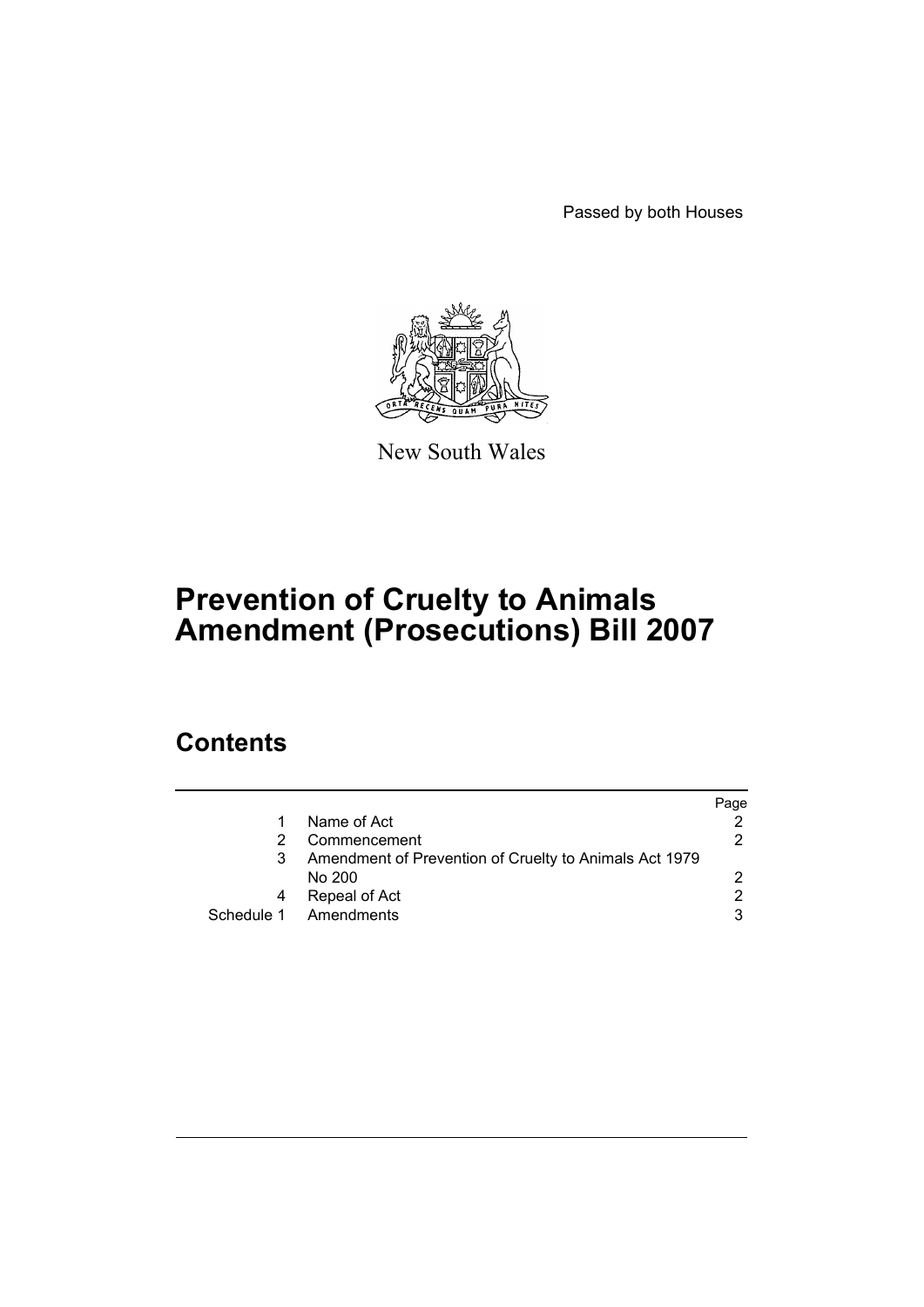Passed by both Houses

New South Wales

# Prevention of Cruelty to Animals Amendment (Prosecutions) Bill 2007

## Contents

| | | Page |
|---|---|---|
| 1 | Name of Act | 2 |
| 2 | Commencement | 2 |
| 3 | Amendment of Prevention of Cruelty to Animals Act 1979 No 200 | 2 |
| 4 | Repeal of Act | 2 |
| Schedule 1 | Amendments | 3 |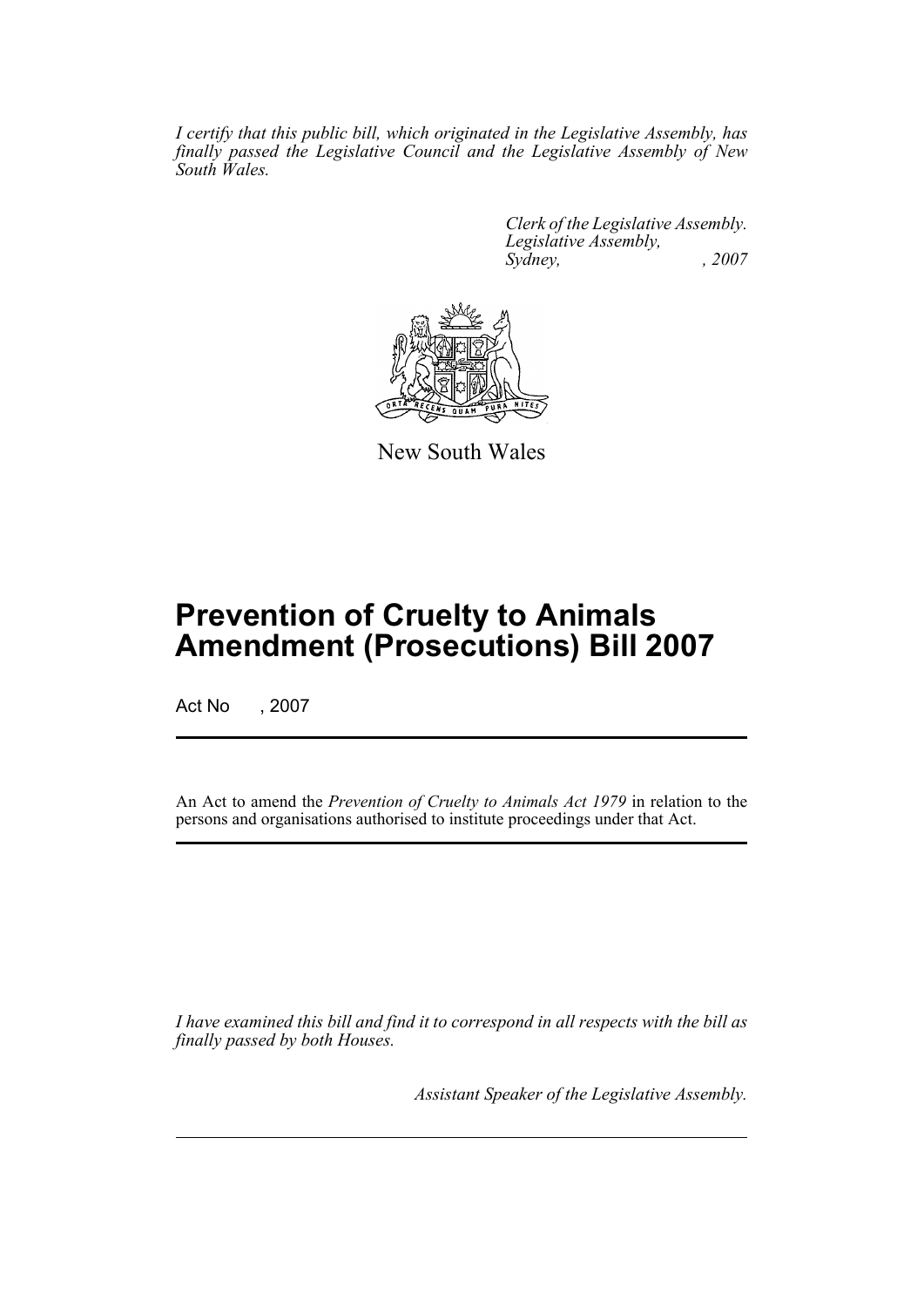*I certify that this public bill, which originated in the Legislative Assembly, has finally passed the Legislative Council and the Legislative Assembly of New South Wales.*

*Clerk of the Legislative Assembly.*
*Legislative Assembly,*
*Sydney, , 2007*

New South Wales

# Prevention of Cruelty to Animals Amendment (Prosecutions) Bill 2007

Act No , 2007

An Act to amend the *Prevention of Cruelty to Animals Act 1979* in relation to the persons and organisations authorised to institute proceedings under that Act.

*I have examined this bill and find it to correspond in all respects with the bill as finally passed by both Houses.*

*Assistant Speaker of the Legislative Assembly.*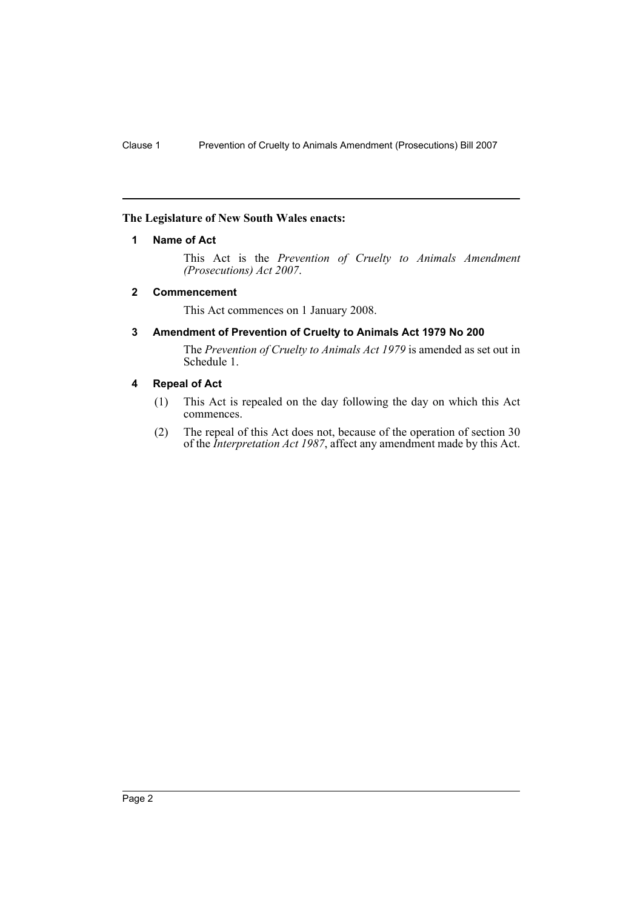**The Legislature of New South Wales enacts:**

### 1 Name of Act

This Act is the *Prevention of Cruelty to Animals Amendment (Prosecutions) Act 2007*.

### 2 Commencement

This Act commences on 1 January 2008.

### 3 Amendment of Prevention of Cruelty to Animals Act 1979 No 200

The *Prevention of Cruelty to Animals Act 1979* is amended as set out in Schedule 1.

### 4 Repeal of Act

(1) This Act is repealed on the day following the day on which this Act commences.

(2) The repeal of this Act does not, because of the operation of section 30 of the *Interpretation Act 1987*, affect any amendment made by this Act.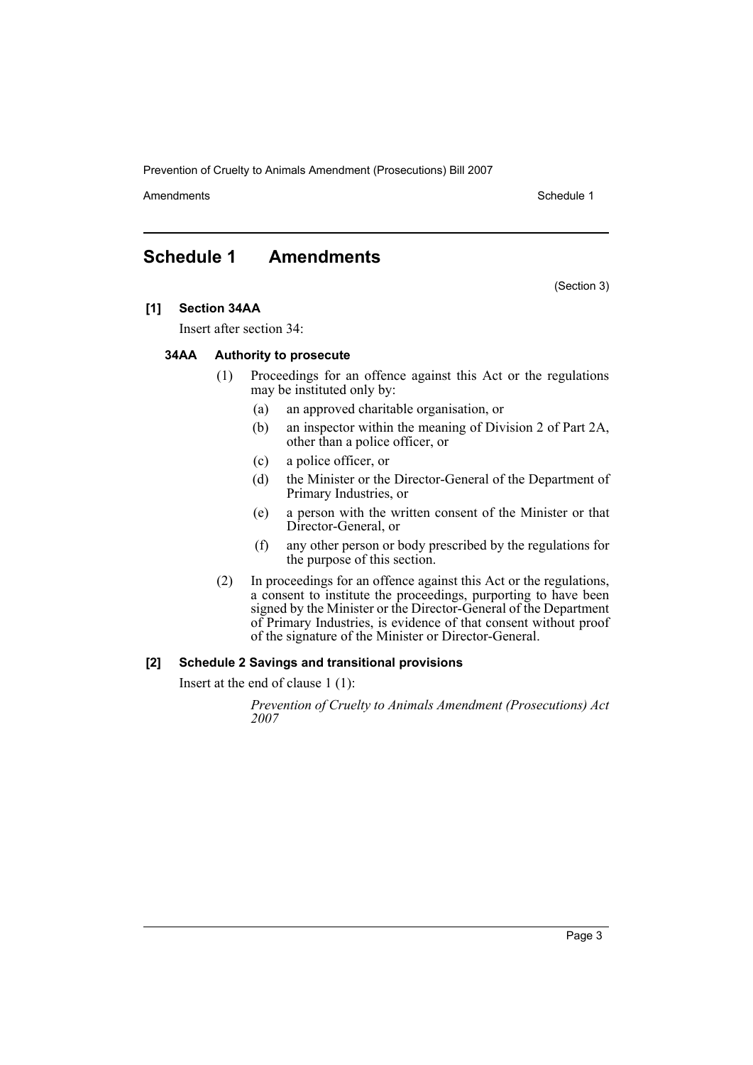# Schedule 1 Amendments

(Section 3)

**[1] Section 34AA**

Insert after section 34:

### 34AA Authority to prosecute

(1) Proceedings for an offence against this Act or the regulations may be instituted only by:

- (a) an approved charitable organisation, or
- (b) an inspector within the meaning of Division 2 of Part 2A, other than a police officer, or
- (c) a police officer, or
- (d) the Minister or the Director-General of the Department of Primary Industries, or
- (e) a person with the written consent of the Minister or that Director-General, or
- (f) any other person or body prescribed by the regulations for the purpose of this section.

(2) In proceedings for an offence against this Act or the regulations, a consent to institute the proceedings, purporting to have been signed by the Minister or the Director-General of the Department of Primary Industries, is evidence of that consent without proof of the signature of the Minister or Director-General.

**[2] Schedule 2 Savings and transitional provisions**

Insert at the end of clause 1 (1):

*Prevention of Cruelty to Animals Amendment (Prosecutions) Act 2007*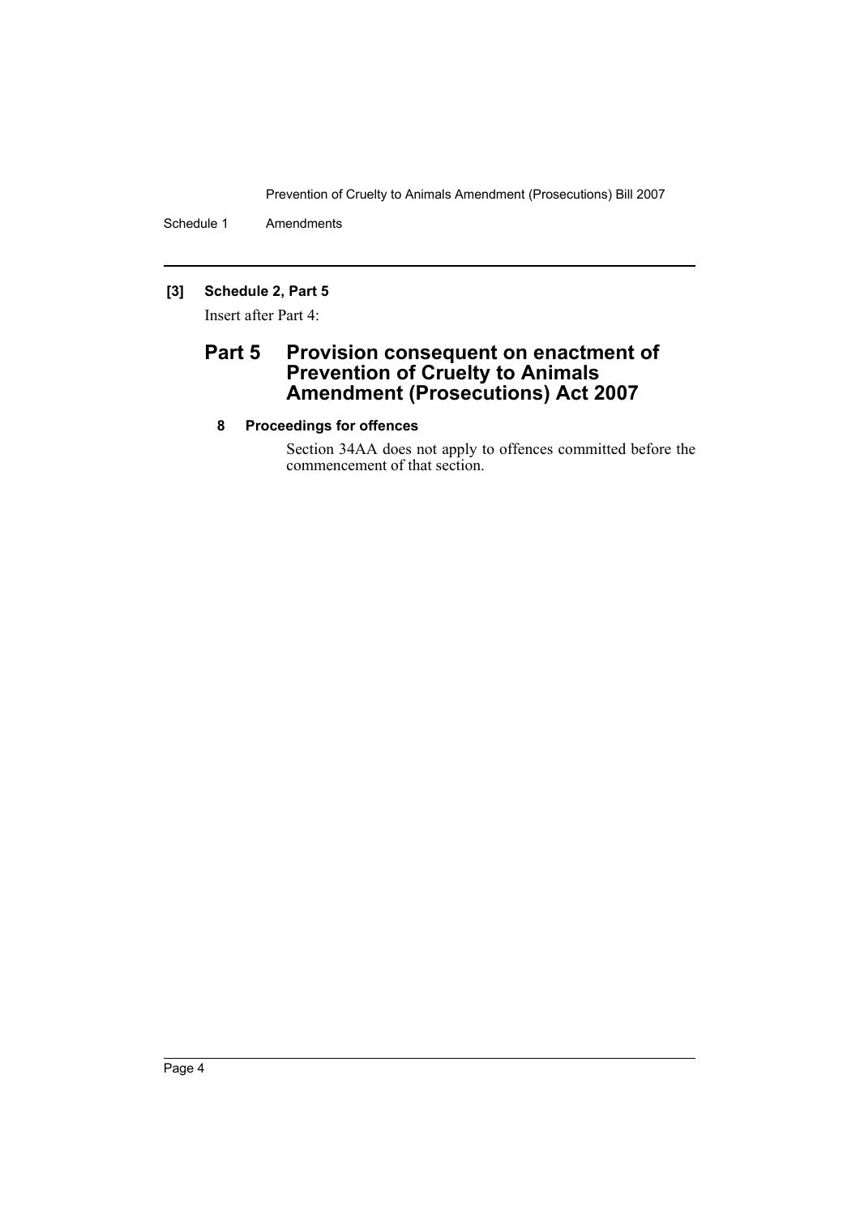**[3] Schedule 2, Part 5**

Insert after Part 4:

## Part 5 Provision consequent on enactment of Prevention of Cruelty to Animals Amendment (Prosecutions) Act 2007

### 8 Proceedings for offences

Section 34AA does not apply to offences committed before the commencement of that section.